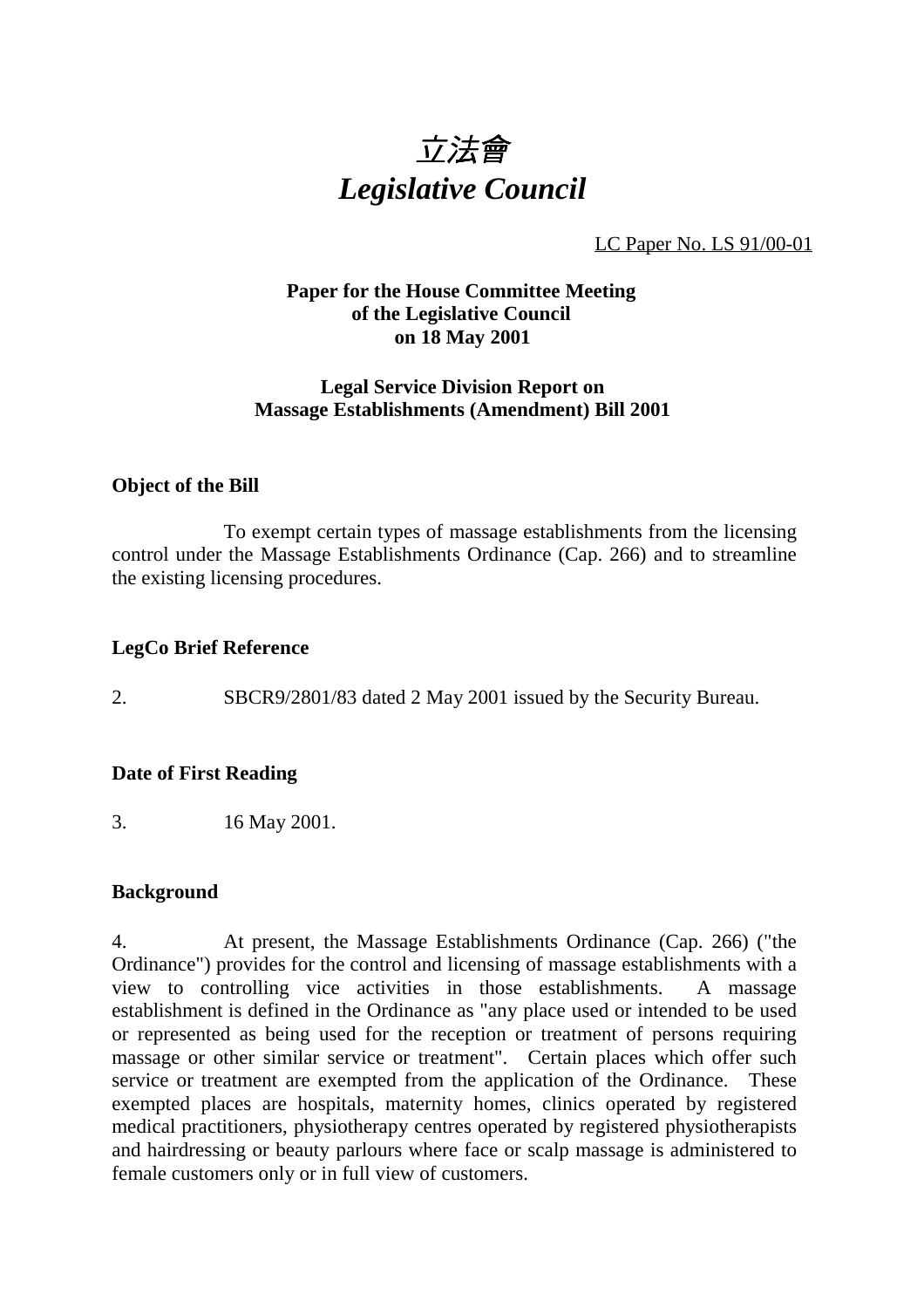# *立法會*
# *Legislative Council*

LC Paper No. LS 91/00-01

**Paper for the House Committee Meeting of the Legislative Council on 18 May 2001**

**Legal Service Division Report on Massage Establishments (Amendment) Bill 2001**

### Object of the Bill

To exempt certain types of massage establishments from the licensing control under the Massage Establishments Ordinance (Cap. 266) and to streamline the existing licensing procedures.

### LegCo Brief Reference

2. SBCR9/2801/83 dated 2 May 2001 issued by the Security Bureau.

### Date of First Reading

3. 16 May 2001.

### Background

4. At present, the Massage Establishments Ordinance (Cap. 266) ("the Ordinance") provides for the control and licensing of massage establishments with a view to controlling vice activities in those establishments. A massage establishment is defined in the Ordinance as "any place used or intended to be used or represented as being used for the reception or treatment of persons requiring massage or other similar service or treatment". Certain places which offer such service or treatment are exempted from the application of the Ordinance. These exempted places are hospitals, maternity homes, clinics operated by registered medical practitioners, physiotherapy centres operated by registered physiotherapists and hairdressing or beauty parlours where face or scalp massage is administered to female customers only or in full view of customers.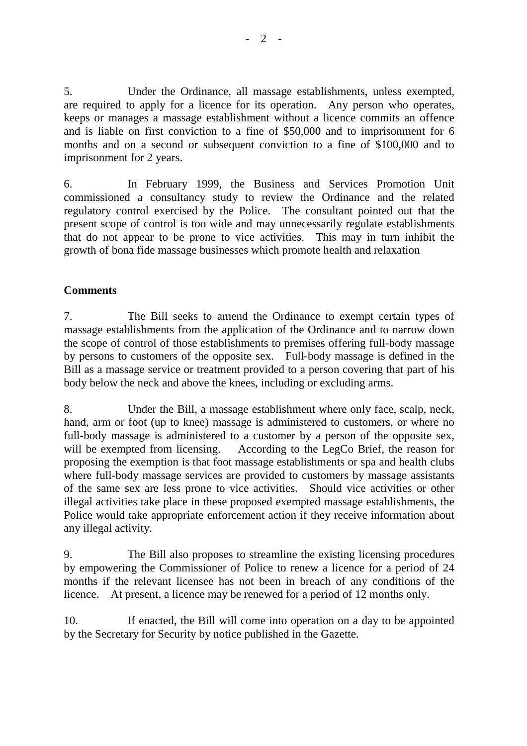5. Under the Ordinance, all massage establishments, unless exempted, are required to apply for a licence for its operation. Any person who operates, keeps or manages a massage establishment without a licence commits an offence and is liable on first conviction to a fine of $50,000 and to imprisonment for 6 months and on a second or subsequent conviction to a fine of $100,000 and to imprisonment for 2 years.

6. In February 1999, the Business and Services Promotion Unit commissioned a consultancy study to review the Ordinance and the related regulatory control exercised by the Police. The consultant pointed out that the present scope of control is too wide and may unnecessarily regulate establishments that do not appear to be prone to vice activities. This may in turn inhibit the growth of bona fide massage businesses which promote health and relaxation

**Comments**

7. The Bill seeks to amend the Ordinance to exempt certain types of massage establishments from the application of the Ordinance and to narrow down the scope of control of those establishments to premises offering full-body massage by persons to customers of the opposite sex. Full-body massage is defined in the Bill as a massage service or treatment provided to a person covering that part of his body below the neck and above the knees, including or excluding arms.

8. Under the Bill, a massage establishment where only face, scalp, neck, hand, arm or foot (up to knee) massage is administered to customers, or where no full-body massage is administered to a customer by a person of the opposite sex, will be exempted from licensing. According to the LegCo Brief, the reason for proposing the exemption is that foot massage establishments or spa and health clubs where full-body massage services are provided to customers by massage assistants of the same sex are less prone to vice activities. Should vice activities or other illegal activities take place in these proposed exempted massage establishments, the Police would take appropriate enforcement action if they receive information about any illegal activity.

9. The Bill also proposes to streamline the existing licensing procedures by empowering the Commissioner of Police to renew a licence for a period of 24 months if the relevant licensee has not been in breach of any conditions of the licence. At present, a licence may be renewed for a period of 12 months only.

10. If enacted, the Bill will come into operation on a day to be appointed by the Secretary for Security by notice published in the Gazette.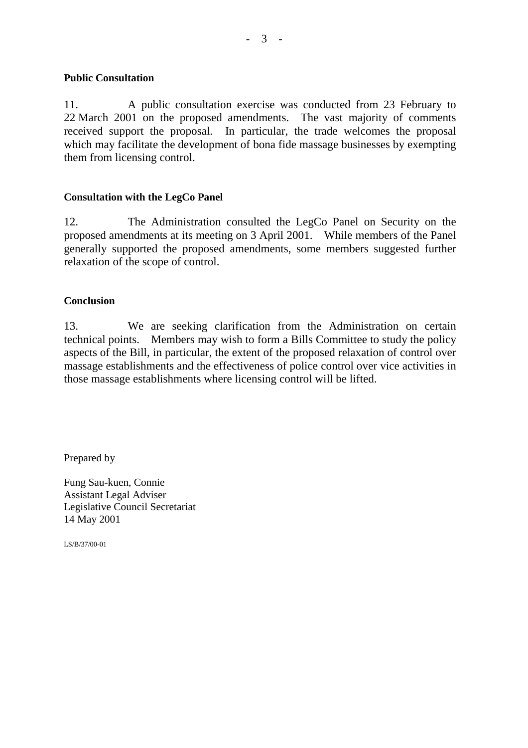**Public Consultation**

11. A public consultation exercise was conducted from 23 February to 22 March 2001 on the proposed amendments. The vast majority of comments received support the proposal. In particular, the trade welcomes the proposal which may facilitate the development of bona fide massage businesses by exempting them from licensing control.

**Consultation with the LegCo Panel**

12. The Administration consulted the LegCo Panel on Security on the proposed amendments at its meeting on 3 April 2001. While members of the Panel generally supported the proposed amendments, some members suggested further relaxation of the scope of control.

**Conclusion**

13. We are seeking clarification from the Administration on certain technical points. Members may wish to form a Bills Committee to study the policy aspects of the Bill, in particular, the extent of the proposed relaxation of control over massage establishments and the effectiveness of police control over vice activities in those massage establishments where licensing control will be lifted.

Prepared by

Fung Sau-kuen, Connie
Assistant Legal Adviser
Legislative Council Secretariat
14 May 2001

LS/B/37/00-01